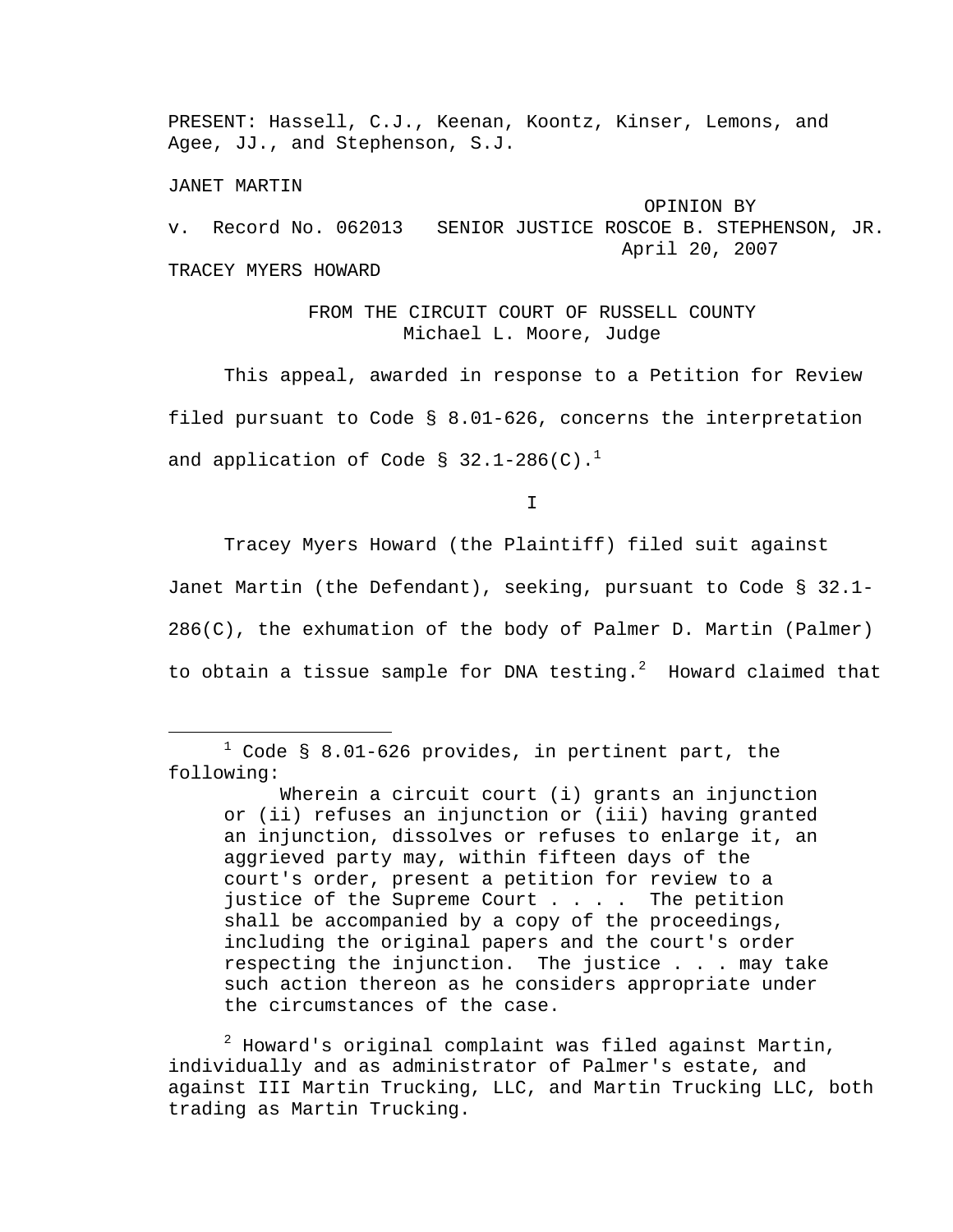PRESENT: Hassell, C.J., Keenan, Koontz, Kinser, Lemons, and Agee, JJ., and Stephenson, S.J.

JANET MARTIN

OPINION BY
v. Record No. 062013 SENIOR JUSTICE ROSCOE B. STEPHENSON, JR.
April 20, 2007

TRACEY MYERS HOWARD

FROM THE CIRCUIT COURT OF RUSSELL COUNTY
Michael L. Moore, Judge

This appeal, awarded in response to a Petition for Review filed pursuant to Code § 8.01-626, concerns the interpretation and application of Code § 32.1-286(C).[1]

I

Tracey Myers Howard (the Plaintiff) filed suit against Janet Martin (the Defendant), seeking, pursuant to Code § 32.1-286(C), the exhumation of the body of Palmer D. Martin (Palmer) to obtain a tissue sample for DNA testing.[2] Howard claimed that

---

[1] Code § 8.01-626 provides, in pertinent part, the following:

> Wherein a circuit court (i) grants an injunction or (ii) refuses an injunction or (iii) having granted an injunction, dissolves or refuses to enlarge it, an aggrieved party may, within fifteen days of the court's order, present a petition for review to a justice of the Supreme Court . . . . The petition shall be accompanied by a copy of the proceedings, including the original papers and the court's order respecting the injunction. The justice . . . may take such action thereon as he considers appropriate under the circumstances of the case.

[2] Howard's original complaint was filed against Martin, individually and as administrator of Palmer's estate, and against III Martin Trucking, LLC, and Martin Trucking LLC, both trading as Martin Trucking.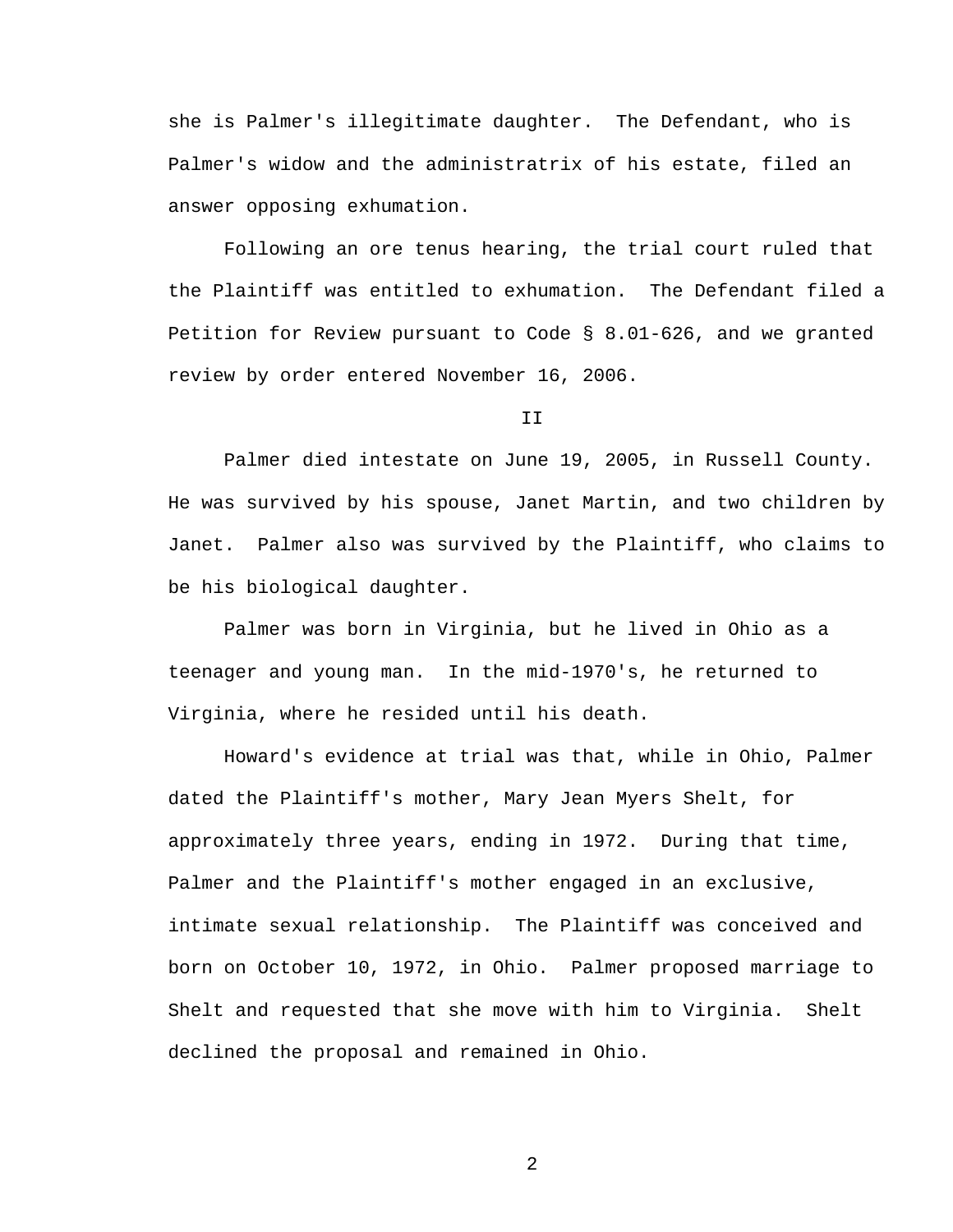she is Palmer's illegitimate daughter. The Defendant, who is Palmer's widow and the administratrix of his estate, filed an answer opposing exhumation.

Following an ore tenus hearing, the trial court ruled that the Plaintiff was entitled to exhumation. The Defendant filed a Petition for Review pursuant to Code § 8.01-626, and we granted review by order entered November 16, 2006.

II

Palmer died intestate on June 19, 2005, in Russell County. He was survived by his spouse, Janet Martin, and two children by Janet. Palmer also was survived by the Plaintiff, who claims to be his biological daughter.

Palmer was born in Virginia, but he lived in Ohio as a teenager and young man. In the mid-1970's, he returned to Virginia, where he resided until his death.

Howard's evidence at trial was that, while in Ohio, Palmer dated the Plaintiff's mother, Mary Jean Myers Shelt, for approximately three years, ending in 1972. During that time, Palmer and the Plaintiff's mother engaged in an exclusive, intimate sexual relationship. The Plaintiff was conceived and born on October 10, 1972, in Ohio. Palmer proposed marriage to Shelt and requested that she move with him to Virginia. Shelt declined the proposal and remained in Ohio.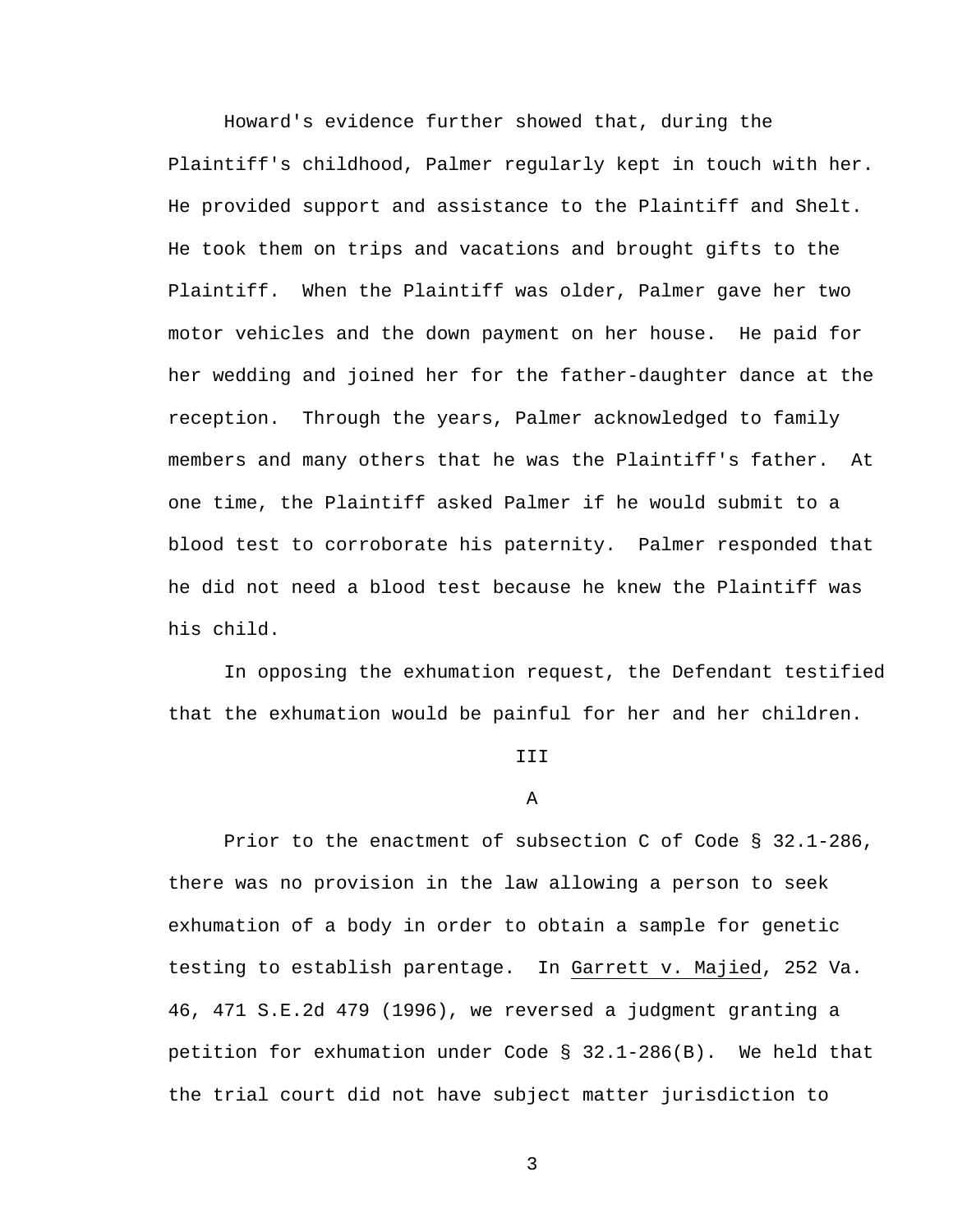Howard's evidence further showed that, during the Plaintiff's childhood, Palmer regularly kept in touch with her. He provided support and assistance to the Plaintiff and Shelt. He took them on trips and vacations and brought gifts to the Plaintiff. When the Plaintiff was older, Palmer gave her two motor vehicles and the down payment on her house. He paid for her wedding and joined her for the father-daughter dance at the reception. Through the years, Palmer acknowledged to family members and many others that he was the Plaintiff's father. At one time, the Plaintiff asked Palmer if he would submit to a blood test to corroborate his paternity. Palmer responded that he did not need a blood test because he knew the Plaintiff was his child.

In opposing the exhumation request, the Defendant testified that the exhumation would be painful for her and her children.

## III

### A

Prior to the enactment of subsection C of Code § 32.1-286, there was no provision in the law allowing a person to seek exhumation of a body in order to obtain a sample for genetic testing to establish parentage. In Garrett v. Majied, 252 Va. 46, 471 S.E.2d 479 (1996), we reversed a judgment granting a petition for exhumation under Code § 32.1-286(B). We held that the trial court did not have subject matter jurisdiction to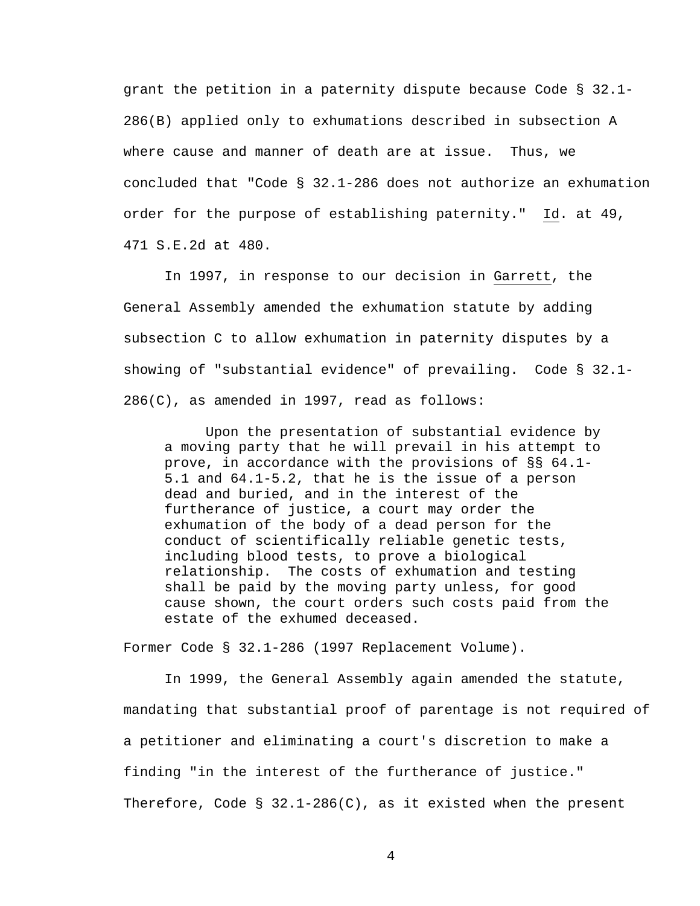grant the petition in a paternity dispute because Code § 32.1-286(B) applied only to exhumations described in subsection A where cause and manner of death are at issue. Thus, we concluded that "Code § 32.1-286 does not authorize an exhumation order for the purpose of establishing paternity." Id. at 49, 471 S.E.2d at 480.

In 1997, in response to our decision in Garrett, the General Assembly amended the exhumation statute by adding subsection C to allow exhumation in paternity disputes by a showing of "substantial evidence" of prevailing. Code § 32.1-286(C), as amended in 1997, read as follows:

> Upon the presentation of substantial evidence by a moving party that he will prevail in his attempt to prove, in accordance with the provisions of §§ 64.1-5.1 and 64.1-5.2, that he is the issue of a person dead and buried, and in the interest of the furtherance of justice, a court may order the exhumation of the body of a dead person for the conduct of scientifically reliable genetic tests, including blood tests, to prove a biological relationship. The costs of exhumation and testing shall be paid by the moving party unless, for good cause shown, the court orders such costs paid from the estate of the exhumed deceased.

Former Code § 32.1-286 (1997 Replacement Volume).

In 1999, the General Assembly again amended the statute, mandating that substantial proof of parentage is not required of a petitioner and eliminating a court's discretion to make a finding "in the interest of the furtherance of justice." Therefore, Code § 32.1-286(C), as it existed when the present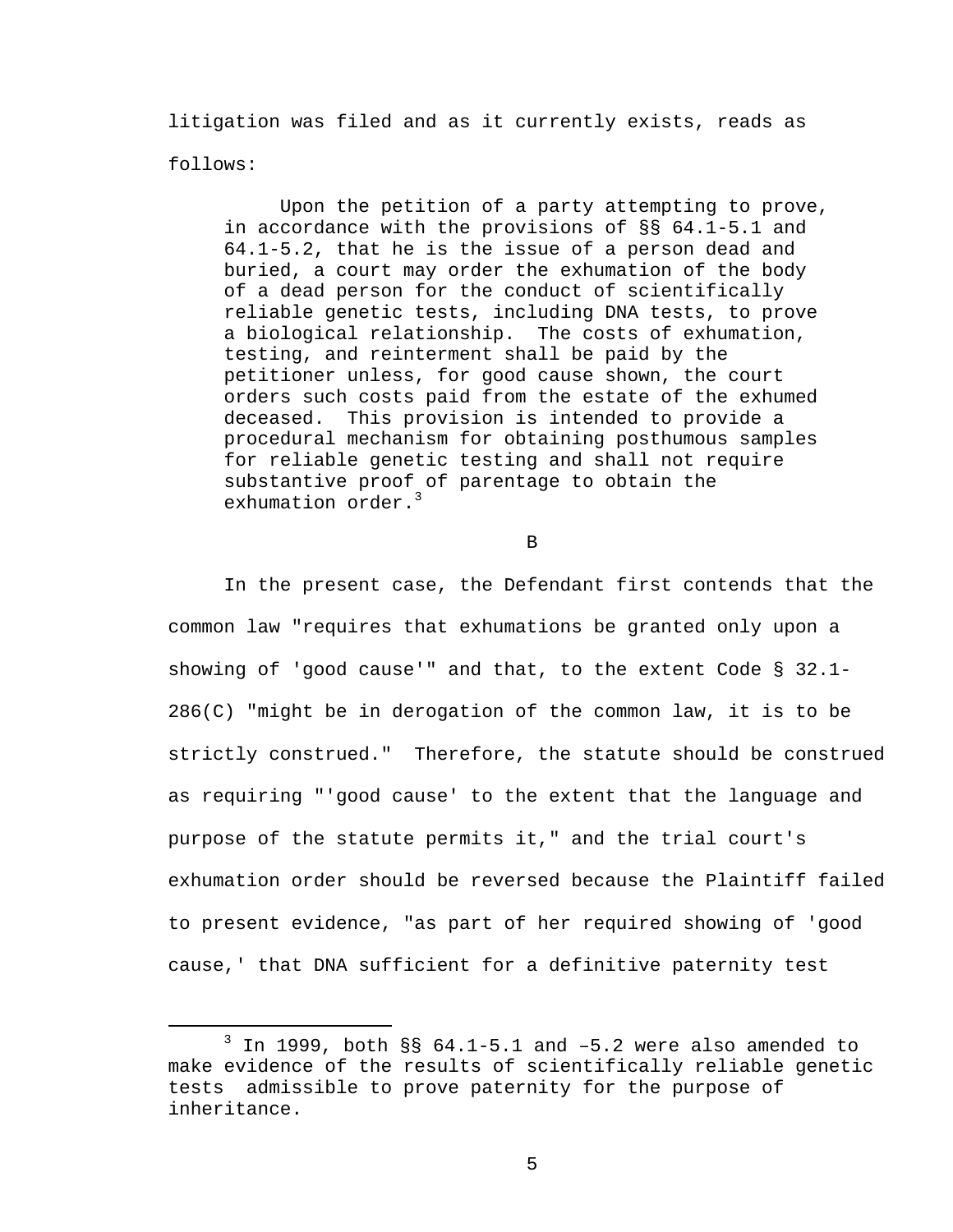litigation was filed and as it currently exists, reads as follows:

> Upon the petition of a party attempting to prove, in accordance with the provisions of §§ 64.1-5.1 and 64.1-5.2, that he is the issue of a person dead and buried, a court may order the exhumation of the body of a dead person for the conduct of scientifically reliable genetic tests, including DNA tests, to prove a biological relationship. The costs of exhumation, testing, and reinterment shall be paid by the petitioner unless, for good cause shown, the court orders such costs paid from the estate of the exhumed deceased. This provision is intended to provide a procedural mechanism for obtaining posthumous samples for reliable genetic testing and shall not require substantive proof of parentage to obtain the exhumation order.[3]

B

In the present case, the Defendant first contends that the common law "requires that exhumations be granted only upon a showing of 'good cause'" and that, to the extent Code § 32.1-286(C) "might be in derogation of the common law, it is to be strictly construed." Therefore, the statute should be construed as requiring "'good cause' to the extent that the language and purpose of the statute permits it," and the trial court's exhumation order should be reversed because the Plaintiff failed to present evidence, "as part of her required showing of 'good cause,' that DNA sufficient for a definitive paternity test

---

[3] In 1999, both §§ 64.1-5.1 and –5.2 were also amended to make evidence of the results of scientifically reliable genetic tests admissible to prove paternity for the purpose of inheritance.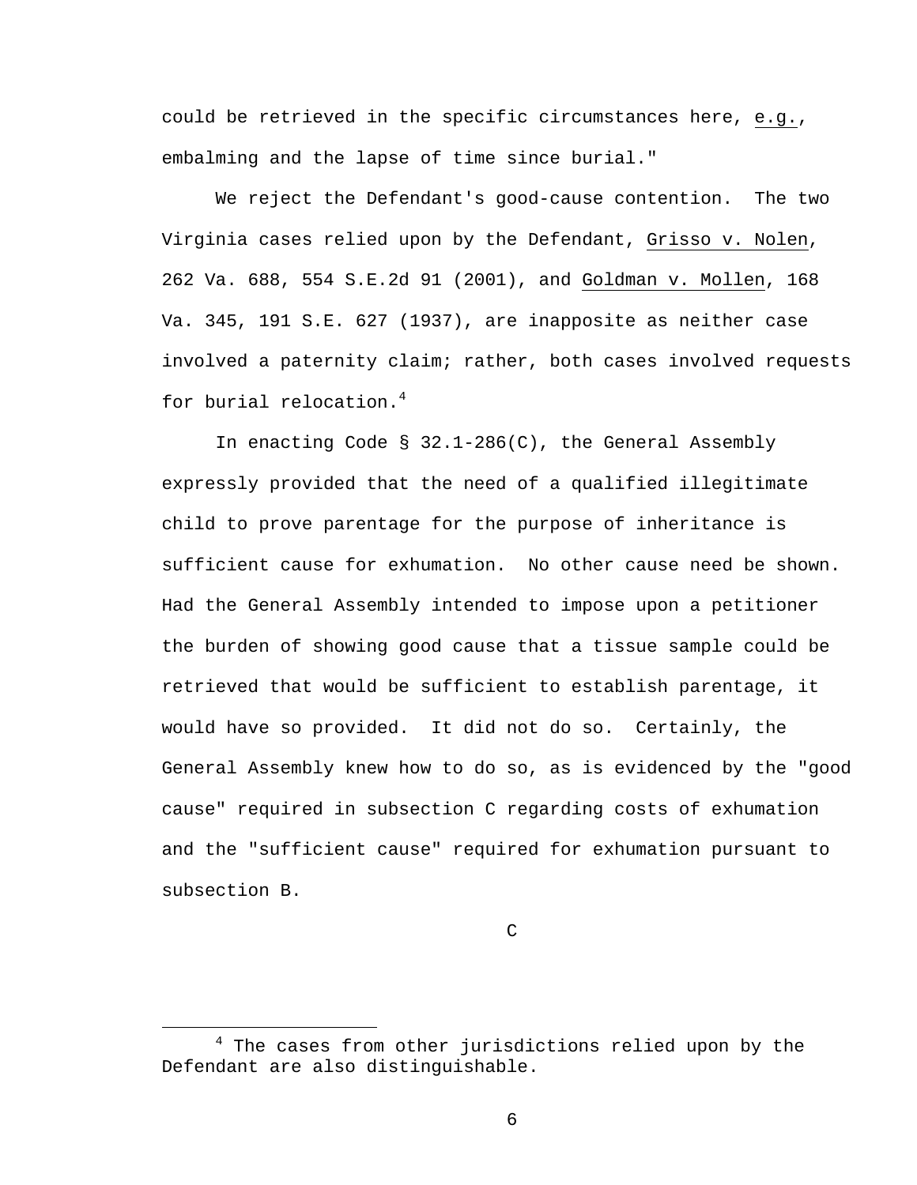could be retrieved in the specific circumstances here, e.g., embalming and the lapse of time since burial."

We reject the Defendant's good-cause contention. The two Virginia cases relied upon by the Defendant, Grisso v. Nolen, 262 Va. 688, 554 S.E.2d 91 (2001), and Goldman v. Mollen, 168 Va. 345, 191 S.E. 627 (1937), are inapposite as neither case involved a paternity claim; rather, both cases involved requests for burial relocation.[4]

In enacting Code § 32.1-286(C), the General Assembly expressly provided that the need of a qualified illegitimate child to prove parentage for the purpose of inheritance is sufficient cause for exhumation. No other cause need be shown. Had the General Assembly intended to impose upon a petitioner the burden of showing good cause that a tissue sample could be retrieved that would be sufficient to establish parentage, it would have so provided. It did not do so. Certainly, the General Assembly knew how to do so, as is evidenced by the "good cause" required in subsection C regarding costs of exhumation and the "sufficient cause" required for exhumation pursuant to subsection B.

C

---

[4] The cases from other jurisdictions relied upon by the Defendant are also distinguishable.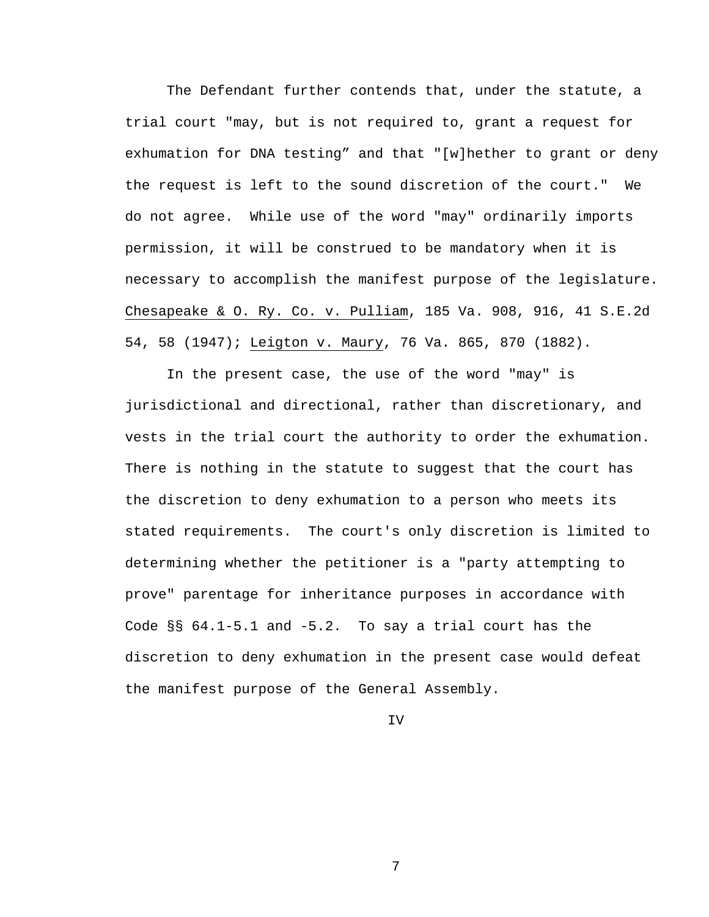The Defendant further contends that, under the statute, a trial court "may, but is not required to, grant a request for exhumation for DNA testing" and that "[w]hether to grant or deny the request is left to the sound discretion of the court." We do not agree. While use of the word "may" ordinarily imports permission, it will be construed to be mandatory when it is necessary to accomplish the manifest purpose of the legislature. Chesapeake & O. Ry. Co. v. Pulliam, 185 Va. 908, 916, 41 S.E.2d 54, 58 (1947); Leigton v. Maury, 76 Va. 865, 870 (1882).

In the present case, the use of the word "may" is jurisdictional and directional, rather than discretionary, and vests in the trial court the authority to order the exhumation. There is nothing in the statute to suggest that the court has the discretion to deny exhumation to a person who meets its stated requirements. The court's only discretion is limited to determining whether the petitioner is a "party attempting to prove" parentage for inheritance purposes in accordance with Code §§ 64.1-5.1 and -5.2. To say a trial court has the discretion to deny exhumation in the present case would defeat the manifest purpose of the General Assembly.

## IV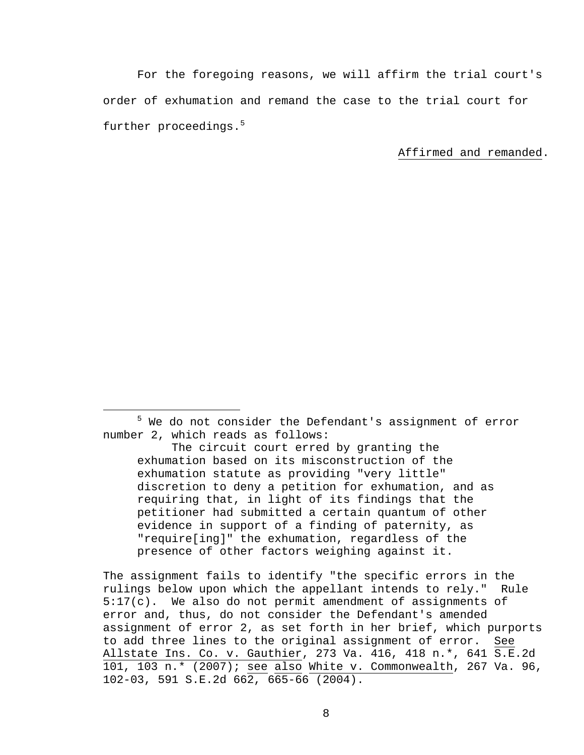For the foregoing reasons, we will affirm the trial court's order of exhumation and remand the case to the trial court for further proceedings.[5]

Affirmed and remanded.

---

[5] We do not consider the Defendant's assignment of error number 2, which reads as follows:

> The circuit court erred by granting the exhumation based on its misconstruction of the exhumation statute as providing "very little" discretion to deny a petition for exhumation, and as requiring that, in light of its findings that the petitioner had submitted a certain quantum of other evidence in support of a finding of paternity, as "require[ing]" the exhumation, regardless of the presence of other factors weighing against it.

The assignment fails to identify "the specific errors in the rulings below upon which the appellant intends to rely." Rule 5:17(c). We also do not permit amendment of assignments of error and, thus, do not consider the Defendant's amended assignment of error 2, as set forth in her brief, which purports to add three lines to the original assignment of error. See Allstate Ins. Co. v. Gauthier, 273 Va. 416, 418 n.*, 641 S.E.2d 101, 103 n.* (2007); see also White v. Commonwealth, 267 Va. 96, 102-03, 591 S.E.2d 662, 665-66 (2004).